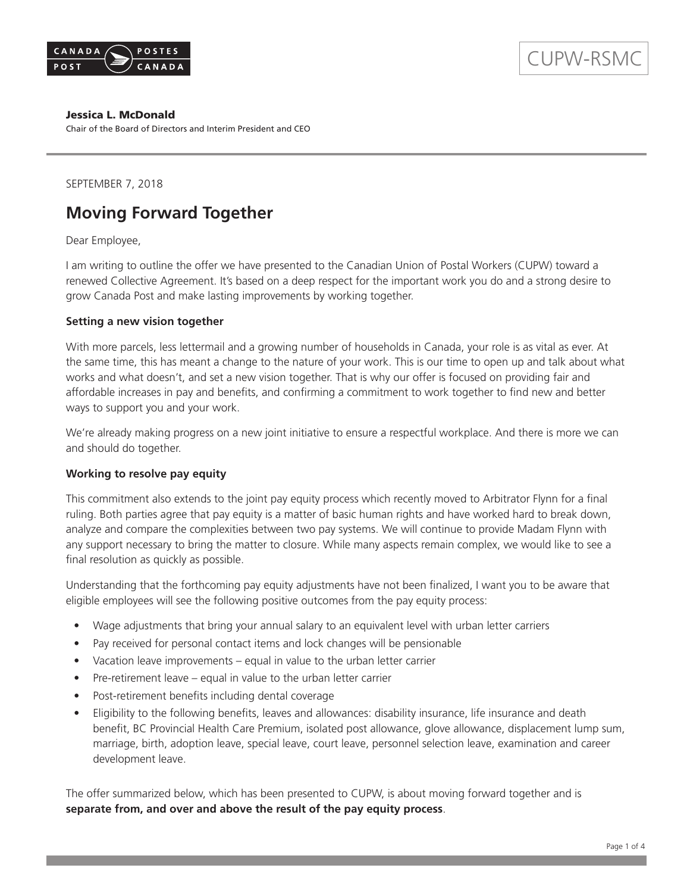CUPW-RSMC

**Jessica L. McDonald**
Chair of the Board of Directors and Interim President and CEO

SEPTEMBER 7, 2018

# Moving Forward Together

Dear Employee,

I am writing to outline the offer we have presented to the Canadian Union of Postal Workers (CUPW) toward a renewed Collective Agreement. It's based on a deep respect for the important work you do and a strong desire to grow Canada Post and make lasting improvements by working together.

**Setting a new vision together**

With more parcels, less lettermail and a growing number of households in Canada, your role is as vital as ever. At the same time, this has meant a change to the nature of your work. This is our time to open up and talk about what works and what doesn't, and set a new vision together. That is why our offer is focused on providing fair and affordable increases in pay and benefits, and confirming a commitment to work together to find new and better ways to support you and your work.

We're already making progress on a new joint initiative to ensure a respectful workplace. And there is more we can and should do together.

**Working to resolve pay equity**

This commitment also extends to the joint pay equity process which recently moved to Arbitrator Flynn for a final ruling. Both parties agree that pay equity is a matter of basic human rights and have worked hard to break down, analyze and compare the complexities between two pay systems. We will continue to provide Madam Flynn with any support necessary to bring the matter to closure. While many aspects remain complex, we would like to see a final resolution as quickly as possible.

Understanding that the forthcoming pay equity adjustments have not been finalized, I want you to be aware that eligible employees will see the following positive outcomes from the pay equity process:

- Wage adjustments that bring your annual salary to an equivalent level with urban letter carriers
- Pay received for personal contact items and lock changes will be pensionable
- Vacation leave improvements – equal in value to the urban letter carrier
- Pre-retirement leave – equal in value to the urban letter carrier
- Post-retirement benefits including dental coverage
- Eligibility to the following benefits, leaves and allowances: disability insurance, life insurance and death benefit, BC Provincial Health Care Premium, isolated post allowance, glove allowance, displacement lump sum, marriage, birth, adoption leave, special leave, court leave, personnel selection leave, examination and career development leave.

The offer summarized below, which has been presented to CUPW, is about moving forward together and is **separate from, and over and above the result of the pay equity process**.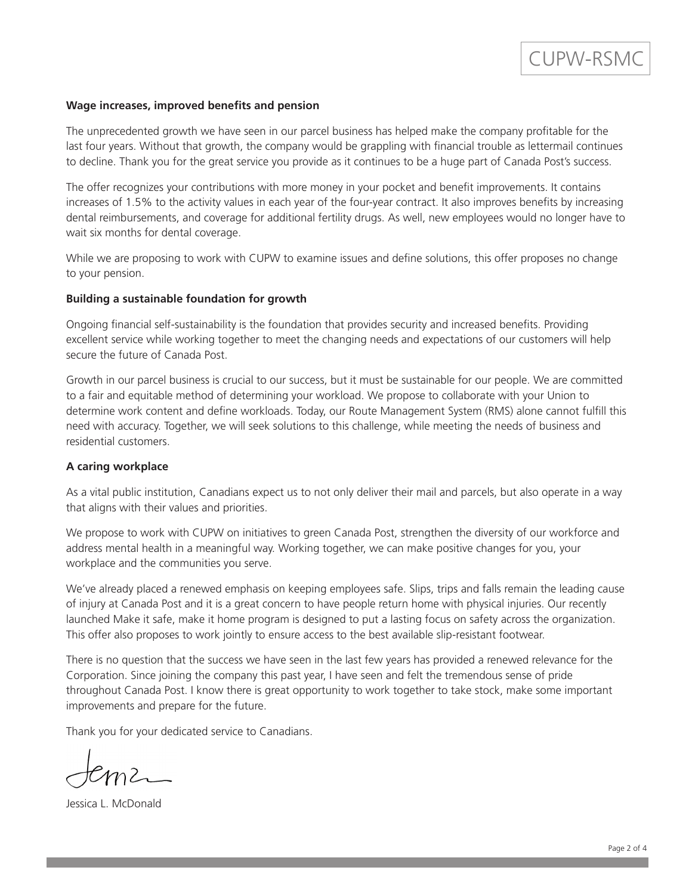**Wage increases, improved benefits and pension**

The unprecedented growth we have seen in our parcel business has helped make the company profitable for the last four years. Without that growth, the company would be grappling with financial trouble as lettermail continues to decline. Thank you for the great service you provide as it continues to be a huge part of Canada Post's success.

The offer recognizes your contributions with more money in your pocket and benefit improvements. It contains increases of 1.5% to the activity values in each year of the four-year contract. It also improves benefits by increasing dental reimbursements, and coverage for additional fertility drugs. As well, new employees would no longer have to wait six months for dental coverage.

While we are proposing to work with CUPW to examine issues and define solutions, this offer proposes no change to your pension.

**Building a sustainable foundation for growth**

Ongoing financial self-sustainability is the foundation that provides security and increased benefits. Providing excellent service while working together to meet the changing needs and expectations of our customers will help secure the future of Canada Post.

Growth in our parcel business is crucial to our success, but it must be sustainable for our people. We are committed to a fair and equitable method of determining your workload. We propose to collaborate with your Union to determine work content and define workloads. Today, our Route Management System (RMS) alone cannot fulfill this need with accuracy. Together, we will seek solutions to this challenge, while meeting the needs of business and residential customers.

**A caring workplace**

As a vital public institution, Canadians expect us to not only deliver their mail and parcels, but also operate in a way that aligns with their values and priorities.

We propose to work with CUPW on initiatives to green Canada Post, strengthen the diversity of our workforce and address mental health in a meaningful way. Working together, we can make positive changes for you, your workplace and the communities you serve.

We've already placed a renewed emphasis on keeping employees safe. Slips, trips and falls remain the leading cause of injury at Canada Post and it is a great concern to have people return home with physical injuries. Our recently launched Make it safe, make it home program is designed to put a lasting focus on safety across the organization. This offer also proposes to work jointly to ensure access to the best available slip-resistant footwear.

There is no question that the success we have seen in the last few years has provided a renewed relevance for the Corporation. Since joining the company this past year, I have seen and felt the tremendous sense of pride throughout Canada Post. I know there is great opportunity to work together to take stock, make some important improvements and prepare for the future.

Thank you for your dedicated service to Canadians.

Jessica L. McDonald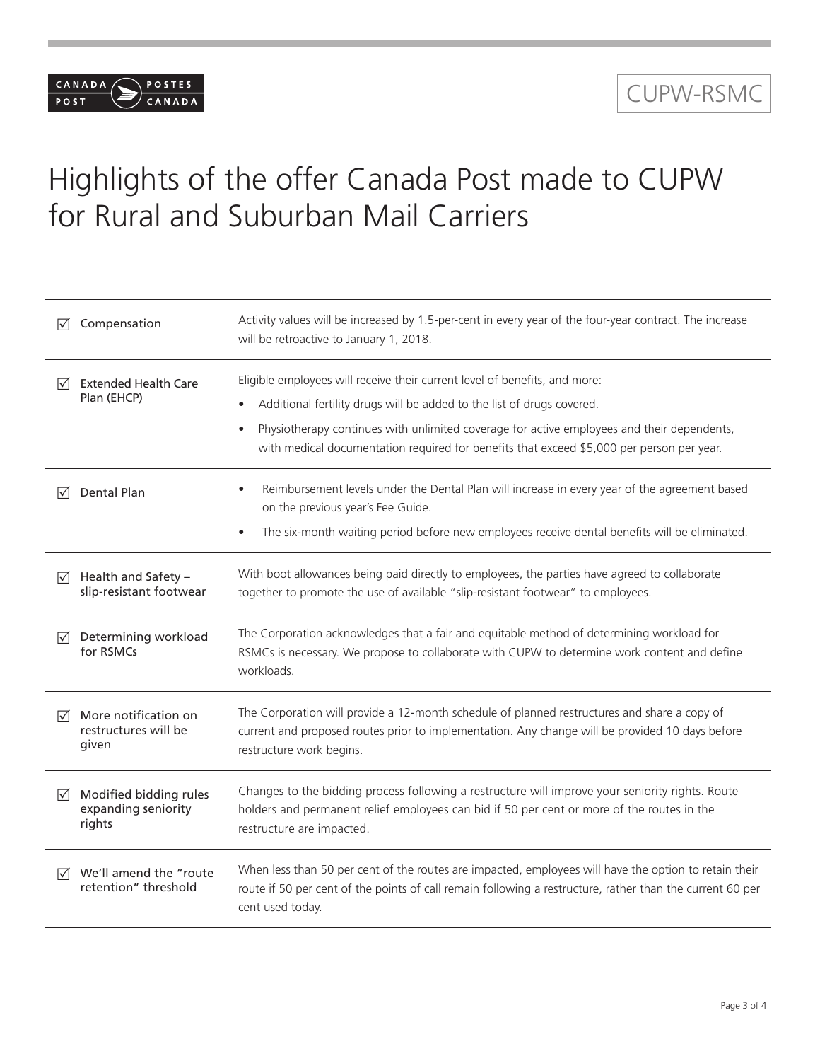CUPW-RSMC

# Highlights of the offer Canada Post made to CUPW for Rural and Suburban Mail Carriers

| | |
|---|---|
| ☑ Compensation | Activity values will be increased by 1.5-per-cent in every year of the four-year contract. The increase will be retroactive to January 1, 2018. |
| ☑ Extended Health Care Plan (EHCP) | Eligible employees will receive their current level of benefits, and more:<br>• Additional fertility drugs will be added to the list of drugs covered.<br>• Physiotherapy continues with unlimited coverage for active employees and their dependents, with medical documentation required for benefits that exceed $5,000 per person per year. |
| ☑ Dental Plan | • Reimbursement levels under the Dental Plan will increase in every year of the agreement based on the previous year's Fee Guide.<br>• The six-month waiting period before new employees receive dental benefits will be eliminated. |
| ☑ Health and Safety – slip-resistant footwear | With boot allowances being paid directly to employees, the parties have agreed to collaborate together to promote the use of available "slip-resistant footwear" to employees. |
| ☑ Determining workload for RSMCs | The Corporation acknowledges that a fair and equitable method of determining workload for RSMCs is necessary. We propose to collaborate with CUPW to determine work content and define workloads. |
| ☑ More notification on restructures will be given | The Corporation will provide a 12-month schedule of planned restructures and share a copy of current and proposed routes prior to implementation. Any change will be provided 10 days before restructure work begins. |
| ☑ Modified bidding rules expanding seniority rights | Changes to the bidding process following a restructure will improve your seniority rights. Route holders and permanent relief employees can bid if 50 per cent or more of the routes in the restructure are impacted. |
| ☑ We'll amend the "route retention" threshold | When less than 50 per cent of the routes are impacted, employees will have the option to retain their route if 50 per cent of the points of call remain following a restructure, rather than the current 60 per cent used today. |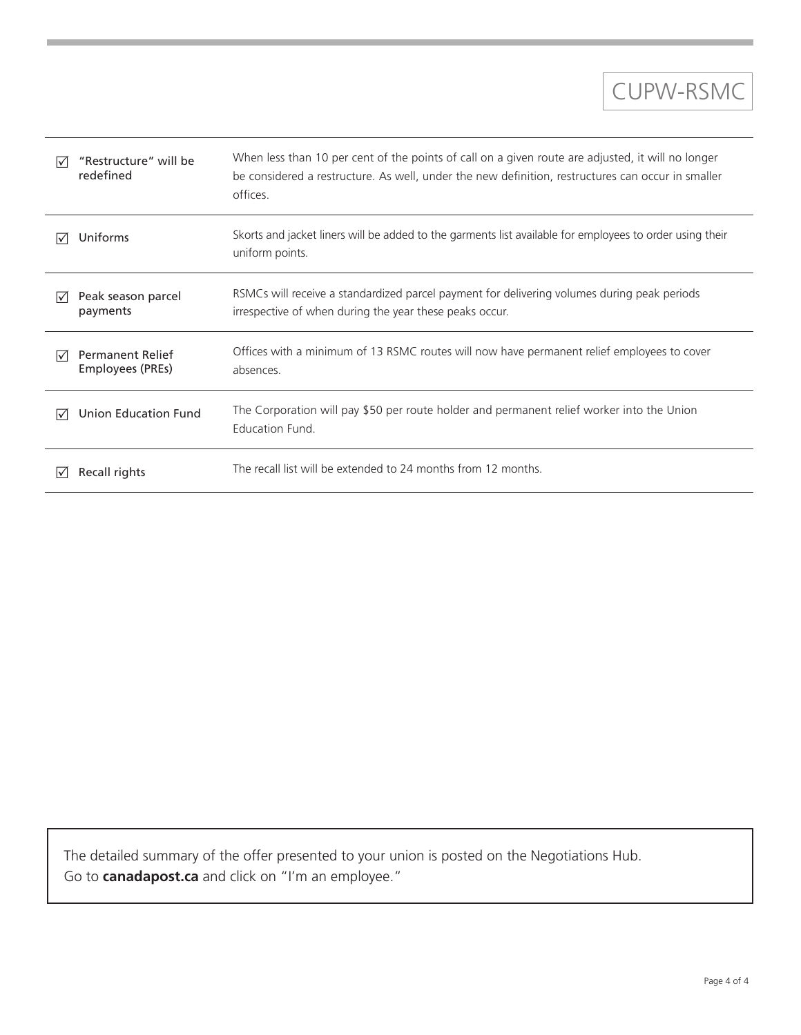CUPW-RSMC

| | | |
|---|---|---|
| ☑ | "Restructure" will be redefined | When less than 10 per cent of the points of call on a given route are adjusted, it will no longer be considered a restructure. As well, under the new definition, restructures can occur in smaller offices. |
| ☑ | Uniforms | Skorts and jacket liners will be added to the garments list available for employees to order using their uniform points. |
| ☑ | Peak season parcel payments | RSMCs will receive a standardized parcel payment for delivering volumes during peak periods irrespective of when during the year these peaks occur. |
| ☑ | Permanent Relief Employees (PREs) | Offices with a minimum of 13 RSMC routes will now have permanent relief employees to cover absences. |
| ☑ | Union Education Fund | The Corporation will pay $50 per route holder and permanent relief worker into the Union Education Fund. |
| ☑ | Recall rights | The recall list will be extended to 24 months from 12 months. |

The detailed summary of the offer presented to your union is posted on the Negotiations Hub.
Go to **canadapost.ca** and click on "I'm an employee."